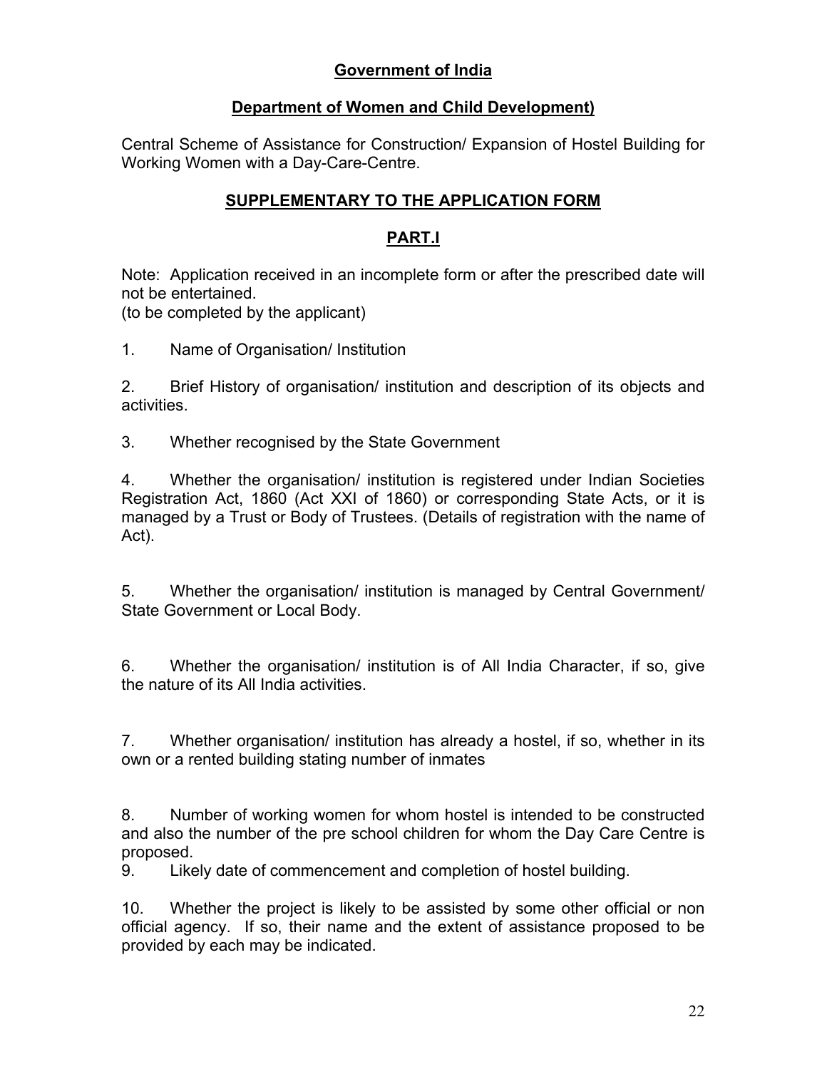## Government of India

## Department of Women and Child Development)

Central Scheme of Assistance for Construction/ Expansion of Hostel Building for Working Women with a Day-Care-Centre.

## SUPPLEMENTARY TO THE APPLICATION FORM

## PART.I

Note: Application received in an incomplete form or after the prescribed date will not be entertained.
(to be completed by the applicant)

1. Name of Organisation/ Institution

2. Brief History of organisation/ institution and description of its objects and activities.

3. Whether recognised by the State Government

4. Whether the organisation/ institution is registered under Indian Societies Registration Act, 1860 (Act XXI of 1860) or corresponding State Acts, or it is managed by a Trust or Body of Trustees. (Details of registration with the name of Act).

5. Whether the organisation/ institution is managed by Central Government/ State Government or Local Body.

6. Whether the organisation/ institution is of All India Character, if so, give the nature of its All India activities.

7. Whether organisation/ institution has already a hostel, if so, whether in its own or a rented building stating number of inmates

8. Number of working women for whom hostel is intended to be constructed and also the number of the pre school children for whom the Day Care Centre is proposed.

9. Likely date of commencement and completion of hostel building.

10. Whether the project is likely to be assisted by some other official or non official agency. If so, their name and the extent of assistance proposed to be provided by each may be indicated.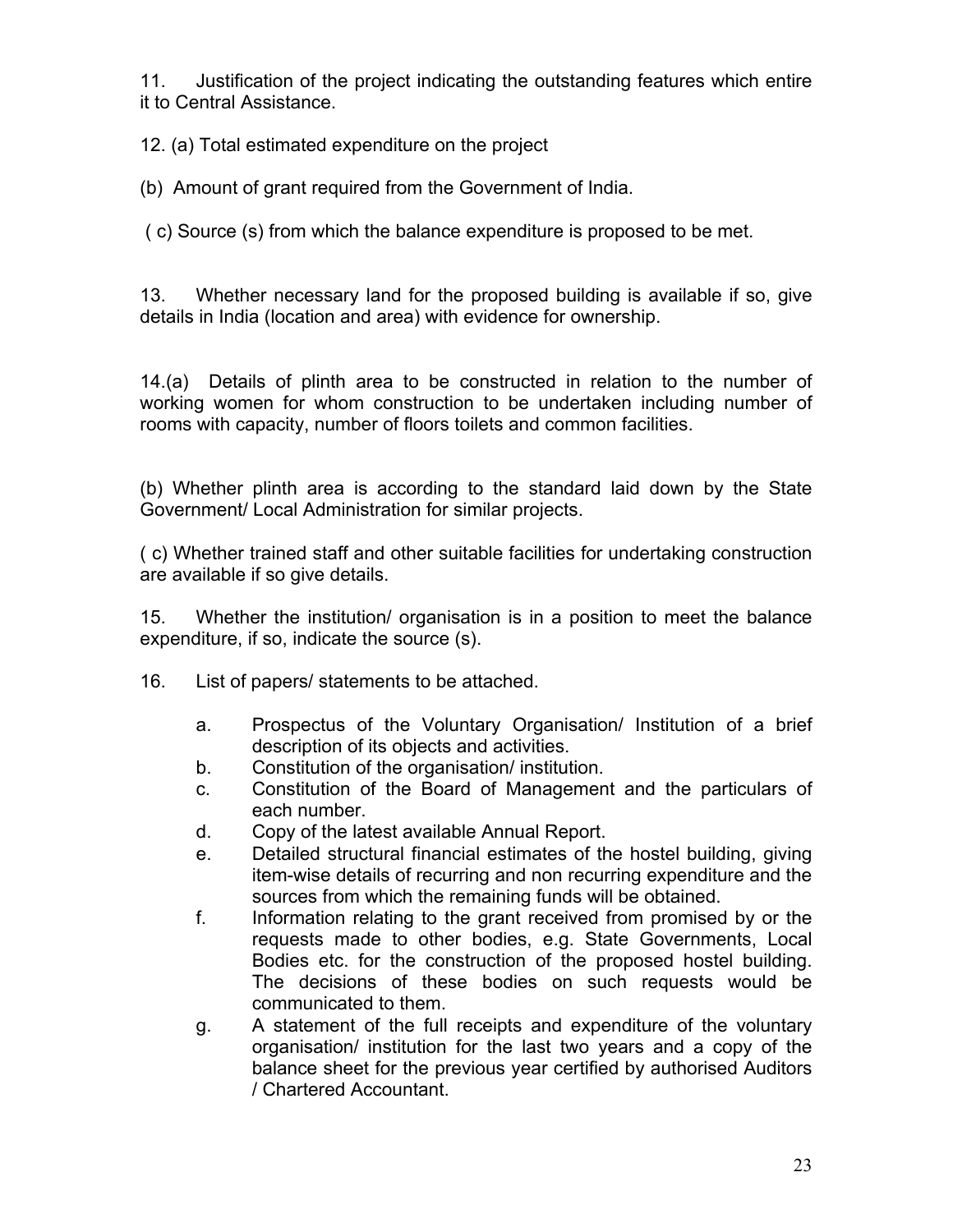11. Justification of the project indicating the outstanding features which entire it to Central Assistance.

12. (a) Total estimated expenditure on the project

(b) Amount of grant required from the Government of India.

( c) Source (s) from which the balance expenditure is proposed to be met.

13. Whether necessary land for the proposed building is available if so, give details in India (location and area) with evidence for ownership.

14.(a) Details of plinth area to be constructed in relation to the number of working women for whom construction to be undertaken including number of rooms with capacity, number of floors toilets and common facilities.

(b) Whether plinth area is according to the standard laid down by the State Government/ Local Administration for similar projects.

( c) Whether trained staff and other suitable facilities for undertaking construction are available if so give details.

15. Whether the institution/ organisation is in a position to meet the balance expenditure, if so, indicate the source (s).

16. List of papers/ statements to be attached.

   a. Prospectus of the Voluntary Organisation/ Institution of a brief description of its objects and activities.
   b. Constitution of the organisation/ institution.
   c. Constitution of the Board of Management and the particulars of each number.
   d. Copy of the latest available Annual Report.
   e. Detailed structural financial estimates of the hostel building, giving item-wise details of recurring and non recurring expenditure and the sources from which the remaining funds will be obtained.
   f. Information relating to the grant received from promised by or the requests made to other bodies, e.g. State Governments, Local Bodies etc. for the construction of the proposed hostel building. The decisions of these bodies on such requests would be communicated to them.
   g. A statement of the full receipts and expenditure of the voluntary organisation/ institution for the last two years and a copy of the balance sheet for the previous year certified by authorised Auditors / Chartered Accountant.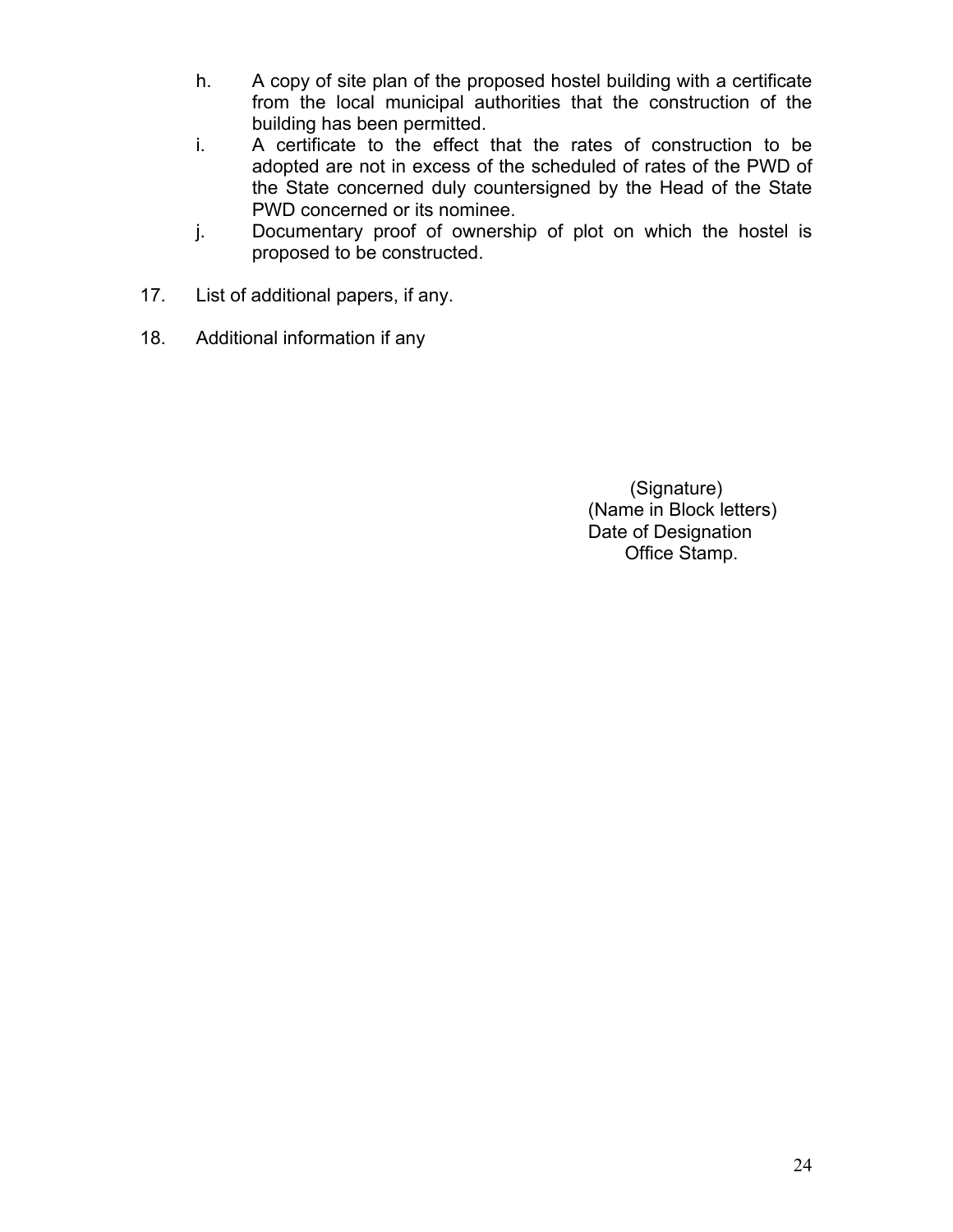h. A copy of site plan of the proposed hostel building with a certificate from the local municipal authorities that the construction of the building has been permitted.

i. A certificate to the effect that the rates of construction to be adopted are not in excess of the scheduled of rates of the PWD of the State concerned duly countersigned by the Head of the State PWD concerned or its nominee.

j. Documentary proof of ownership of plot on which the hostel is proposed to be constructed.

17. List of additional papers, if any.

18. Additional information if any

(Signature)
(Name in Block letters)
Date of Designation
Office Stamp.